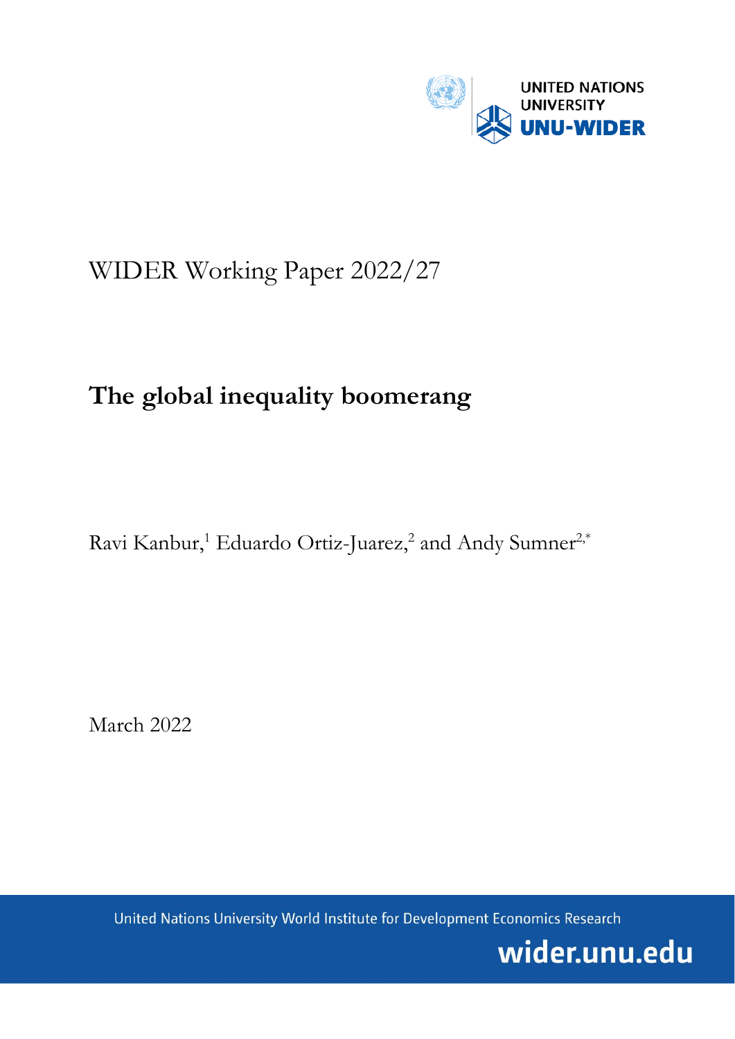UNITED NATIONS UNIVERSITY
UNU-WIDER

WIDER Working Paper 2022/27

# The global inequality boomerang

Ravi Kanbur,[1] Eduardo Ortiz-Juarez,[2] and Andy Sumner[2,*]

March 2022

United Nations University World Institute for Development Economics Research

wider.unu.edu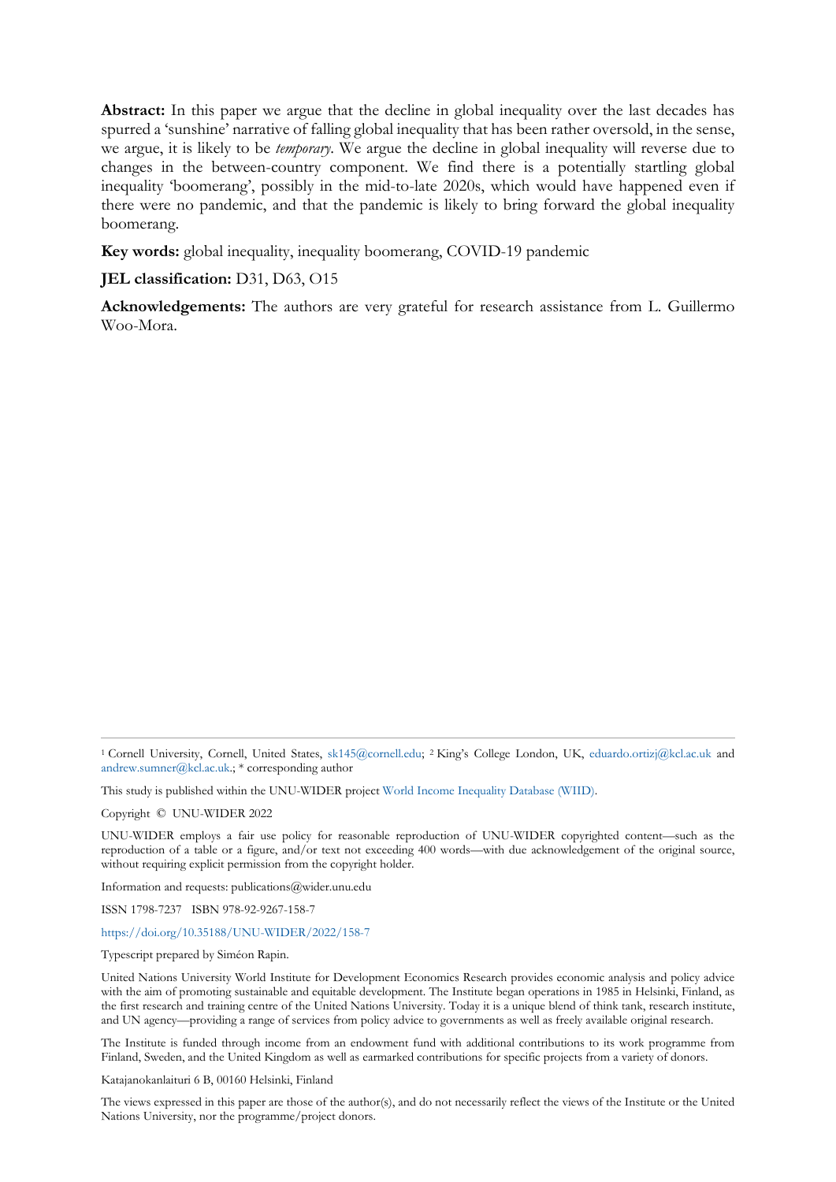**Abstract:** In this paper we argue that the decline in global inequality over the last decades has spurred a 'sunshine' narrative of falling global inequality that has been rather oversold, in the sense, we argue, it is likely to be *temporary*. We argue the decline in global inequality will reverse due to changes in the between-country component. We find there is a potentially startling global inequality 'boomerang', possibly in the mid-to-late 2020s, which would have happened even if there were no pandemic, and that the pandemic is likely to bring forward the global inequality boomerang.

**Key words:** global inequality, inequality boomerang, COVID-19 pandemic

**JEL classification:** D31, D63, O15

**Acknowledgements:** The authors are very grateful for research assistance from L. Guillermo Woo-Mora.

---

[1] Cornell University, Cornell, United States, sk145@cornell.edu; [2] King's College London, UK, eduardo.ortizj@kcl.ac.uk and andrew.sumner@kcl.ac.uk.; * corresponding author

This study is published within the UNU-WIDER project World Income Inequality Database (WIID).

Copyright © UNU-WIDER 2022

UNU-WIDER employs a fair use policy for reasonable reproduction of UNU-WIDER copyrighted content—such as the reproduction of a table or a figure, and/or text not exceeding 400 words—with due acknowledgement of the original source, without requiring explicit permission from the copyright holder.

Information and requests: publications@wider.unu.edu

ISSN 1798-7237 ISBN 978-92-9267-158-7

https://doi.org/10.35188/UNU-WIDER/2022/158-7

Typescript prepared by Siméon Rapin.

United Nations University World Institute for Development Economics Research provides economic analysis and policy advice with the aim of promoting sustainable and equitable development. The Institute began operations in 1985 in Helsinki, Finland, as the first research and training centre of the United Nations University. Today it is a unique blend of think tank, research institute, and UN agency—providing a range of services from policy advice to governments as well as freely available original research.

The Institute is funded through income from an endowment fund with additional contributions to its work programme from Finland, Sweden, and the United Kingdom as well as earmarked contributions for specific projects from a variety of donors.

Katajanokanlaituri 6 B, 00160 Helsinki, Finland

The views expressed in this paper are those of the author(s), and do not necessarily reflect the views of the Institute or the United Nations University, nor the programme/project donors.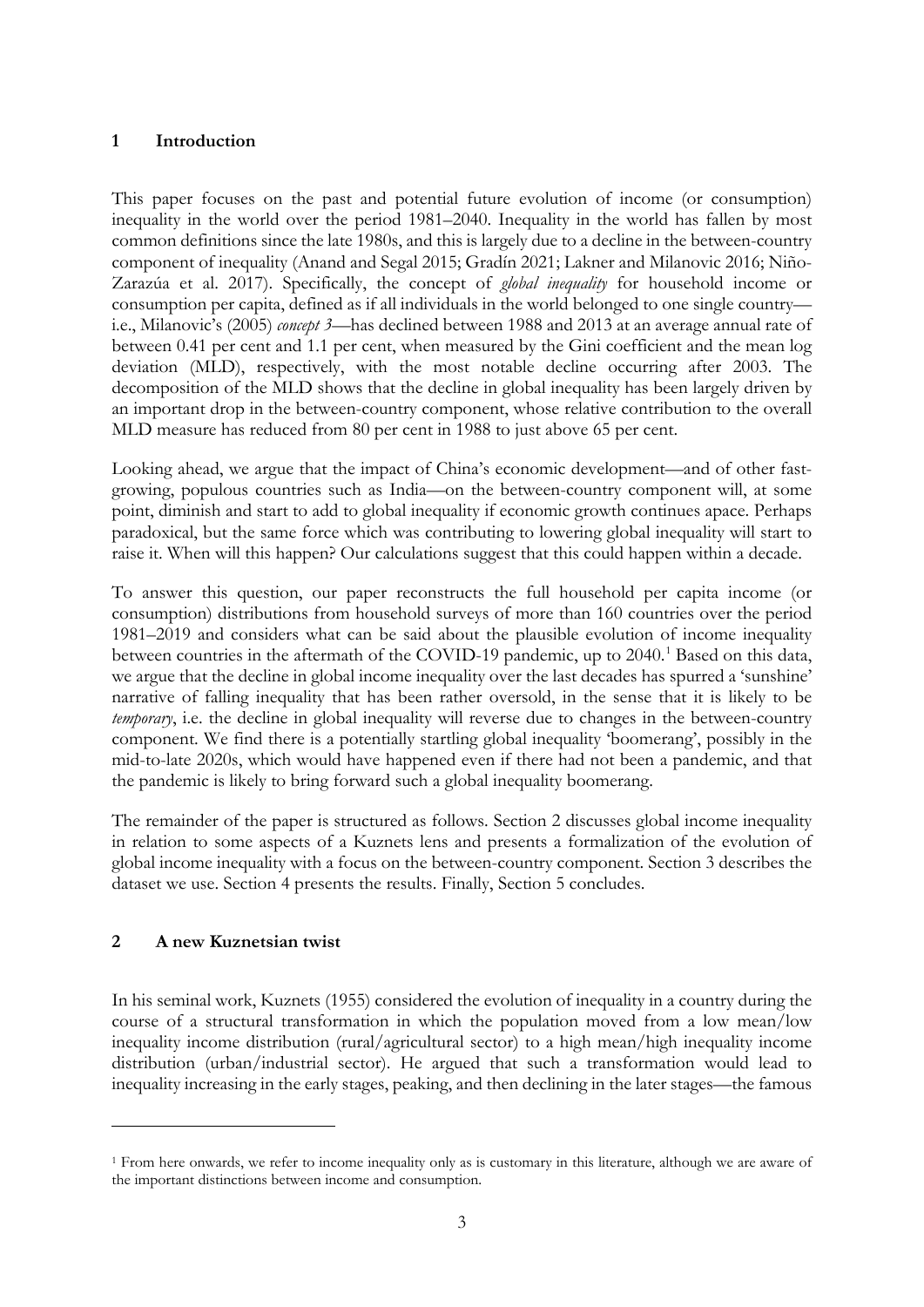## 1 Introduction

This paper focuses on the past and potential future evolution of income (or consumption) inequality in the world over the period 1981–2040. Inequality in the world has fallen by most common definitions since the late 1980s, and this is largely due to a decline in the between-country component of inequality (Anand and Segal 2015; Gradín 2021; Lakner and Milanovic 2016; Niño-Zarazúa et al. 2017). Specifically, the concept of *global inequality* for household income or consumption per capita, defined as if all individuals in the world belonged to one single country—i.e., Milanovic's (2005) *concept 3*—has declined between 1988 and 2013 at an average annual rate of between 0.41 per cent and 1.1 per cent, when measured by the Gini coefficient and the mean log deviation (MLD), respectively, with the most notable decline occurring after 2003. The decomposition of the MLD shows that the decline in global inequality has been largely driven by an important drop in the between-country component, whose relative contribution to the overall MLD measure has reduced from 80 per cent in 1988 to just above 65 per cent.

Looking ahead, we argue that the impact of China's economic development—and of other fast-growing, populous countries such as India—on the between-country component will, at some point, diminish and start to add to global inequality if economic growth continues apace. Perhaps paradoxical, but the same force which was contributing to lowering global inequality will start to raise it. When will this happen? Our calculations suggest that this could happen within a decade.

To answer this question, our paper reconstructs the full household per capita income (or consumption) distributions from household surveys of more than 160 countries over the period 1981–2019 and considers what can be said about the plausible evolution of income inequality between countries in the aftermath of the COVID-19 pandemic, up to 2040.[1] Based on this data, we argue that the decline in global income inequality over the last decades has spurred a 'sunshine' narrative of falling inequality that has been rather oversold, in the sense that it is likely to be *temporary*, i.e. the decline in global inequality will reverse due to changes in the between-country component. We find there is a potentially startling global inequality 'boomerang', possibly in the mid-to-late 2020s, which would have happened even if there had not been a pandemic, and that the pandemic is likely to bring forward such a global inequality boomerang.

The remainder of the paper is structured as follows. Section 2 discusses global income inequality in relation to some aspects of a Kuznets lens and presents a formalization of the evolution of global income inequality with a focus on the between-country component. Section 3 describes the dataset we use. Section 4 presents the results. Finally, Section 5 concludes.

## 2 A new Kuznetsian twist

In his seminal work, Kuznets (1955) considered the evolution of inequality in a country during the course of a structural transformation in which the population moved from a low mean/low inequality income distribution (rural/agricultural sector) to a high mean/high inequality income distribution (urban/industrial sector). He argued that such a transformation would lead to inequality increasing in the early stages, peaking, and then declining in the later stages—the famous

---

[1] From here onwards, we refer to income inequality only as is customary in this literature, although we are aware of the important distinctions between income and consumption.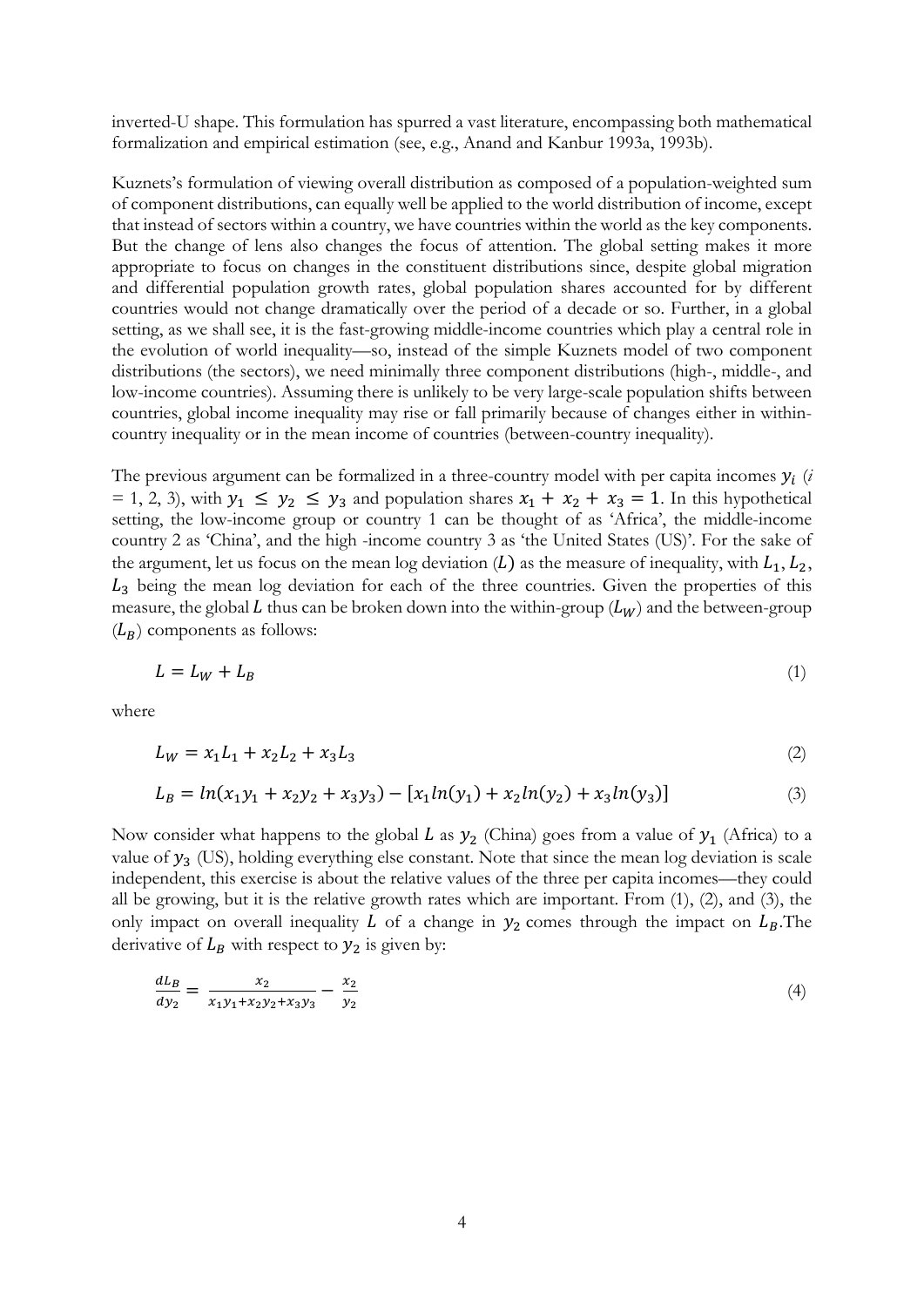inverted-U shape. This formulation has spurred a vast literature, encompassing both mathematical formalization and empirical estimation (see, e.g., Anand and Kanbur 1993a, 1993b).

Kuznets's formulation of viewing overall distribution as composed of a population-weighted sum of component distributions, can equally well be applied to the world distribution of income, except that instead of sectors within a country, we have countries within the world as the key components. But the change of lens also changes the focus of attention. The global setting makes it more appropriate to focus on changes in the constituent distributions since, despite global migration and differential population growth rates, global population shares accounted for by different countries would not change dramatically over the period of a decade or so. Further, in a global setting, as we shall see, it is the fast-growing middle-income countries which play a central role in the evolution of world inequality—so, instead of the simple Kuznets model of two component distributions (the sectors), we need minimally three component distributions (high-, middle-, and low-income countries). Assuming there is unlikely to be very large-scale population shifts between countries, global income inequality may rise or fall primarily because of changes either in within-country inequality or in the mean income of countries (between-country inequality).

The previous argument can be formalized in a three-country model with per capita incomes $y_i$ ($i$ = 1, 2, 3), with $y_1 \leq y_2 \leq y_3$ and population shares $x_1 + x_2 + x_3 = 1$. In this hypothetical setting, the low-income group or country 1 can be thought of as 'Africa', the middle-income country 2 as 'China', and the high -income country 3 as 'the United States (US)'. For the sake of the argument, let us focus on the mean log deviation ($L$) as the measure of inequality, with $L_1$, $L_2$, $L_3$ being the mean log deviation for each of the three countries. Given the properties of this measure, the global $L$ thus can be broken down into the within-group ($L_W$) and the between-group ($L_B$) components as follows:

$$L = L_W + L_B \tag{1}$$

where

$$L_W = x_1 L_1 + x_2 L_2 + x_3 L_3 \tag{2}$$

$$L_B = ln(x_1 y_1 + x_2 y_2 + x_3 y_3) - [x_1 ln(y_1) + x_2 ln(y_2) + x_3 ln(y_3)] \tag{3}$$

Now consider what happens to the global $L$ as $y_2$ (China) goes from a value of $y_1$ (Africa) to a value of $y_3$ (US), holding everything else constant. Note that since the mean log deviation is scale independent, this exercise is about the relative values of the three per capita incomes—they could all be growing, but it is the relative growth rates which are important. From (1), (2), and (3), the only impact on overall inequality $L$ of a change in $y_2$ comes through the impact on $L_B$.The derivative of $L_B$ with respect to $y_2$ is given by:

$$\frac{dL_B}{dy_2} = \frac{x_2}{x_1 y_1 + x_2 y_2 + x_3 y_3} - \frac{x_2}{y_2} \tag{4}$$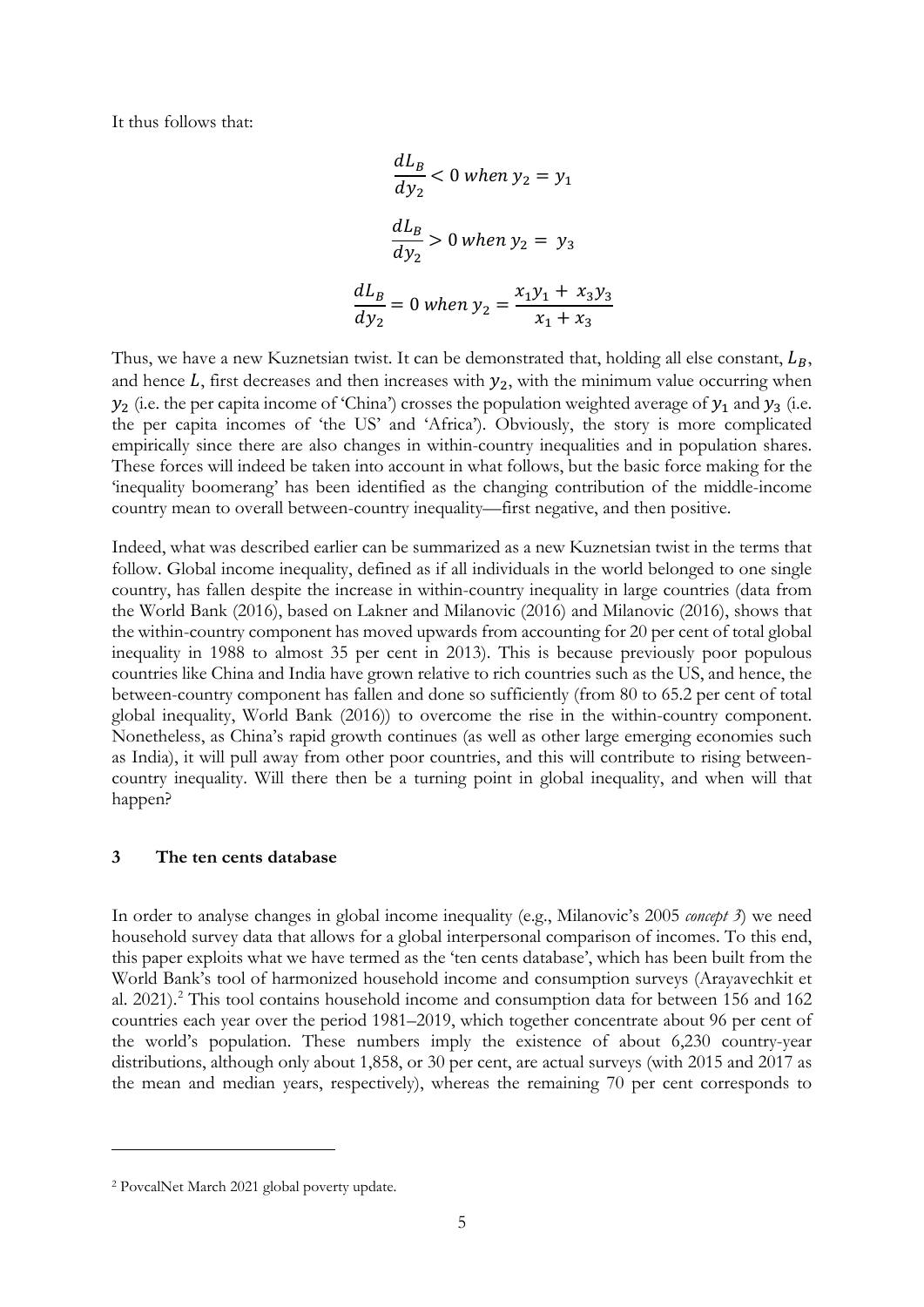It thus follows that:

$$\frac{dL_B}{dy_2} < 0 \; when \; y_2 = y_1$$

$$\frac{dL_B}{dy_2} > 0 \; when \; y_2 = y_3$$

$$\frac{dL_B}{dy_2} = 0 \; when \; y_2 = \frac{x_1 y_1 + x_3 y_3}{x_1 + x_3}$$

Thus, we have a new Kuznetsian twist. It can be demonstrated that, holding all else constant, $L_B$, and hence $L$, first decreases and then increases with $y_2$, with the minimum value occurring when $y_2$ (i.e. the per capita income of 'China') crosses the population weighted average of $y_1$ and $y_3$ (i.e. the per capita incomes of 'the US' and 'Africa'). Obviously, the story is more complicated empirically since there are also changes in within-country inequalities and in population shares. These forces will indeed be taken into account in what follows, but the basic force making for the 'inequality boomerang' has been identified as the changing contribution of the middle-income country mean to overall between-country inequality—first negative, and then positive.

Indeed, what was described earlier can be summarized as a new Kuznetsian twist in the terms that follow. Global income inequality, defined as if all individuals in the world belonged to one single country, has fallen despite the increase in within-country inequality in large countries (data from the World Bank (2016), based on Lakner and Milanovic (2016) and Milanovic (2016), shows that the within-country component has moved upwards from accounting for 20 per cent of total global inequality in 1988 to almost 35 per cent in 2013). This is because previously poor populous countries like China and India have grown relative to rich countries such as the US, and hence, the between-country component has fallen and done so sufficiently (from 80 to 65.2 per cent of total global inequality, World Bank (2016)) to overcome the rise in the within-country component. Nonetheless, as China's rapid growth continues (as well as other large emerging economies such as India), it will pull away from other poor countries, and this will contribute to rising between-country inequality. Will there then be a turning point in global inequality, and when will that happen?

## 3 The ten cents database

In order to analyse changes in global income inequality (e.g., Milanovic's 2005 *concept 3*) we need household survey data that allows for a global interpersonal comparison of incomes. To this end, this paper exploits what we have termed as the 'ten cents database', which has been built from the World Bank's tool of harmonized household income and consumption surveys (Arayavechkit et al. 2021).[2] This tool contains household income and consumption data for between 156 and 162 countries each year over the period 1981–2019, which together concentrate about 96 per cent of the world's population. These numbers imply the existence of about 6,230 country-year distributions, although only about 1,858, or 30 per cent, are actual surveys (with 2015 and 2017 as the mean and median years, respectively), whereas the remaining 70 per cent corresponds to

[2] PovcalNet March 2021 global poverty update.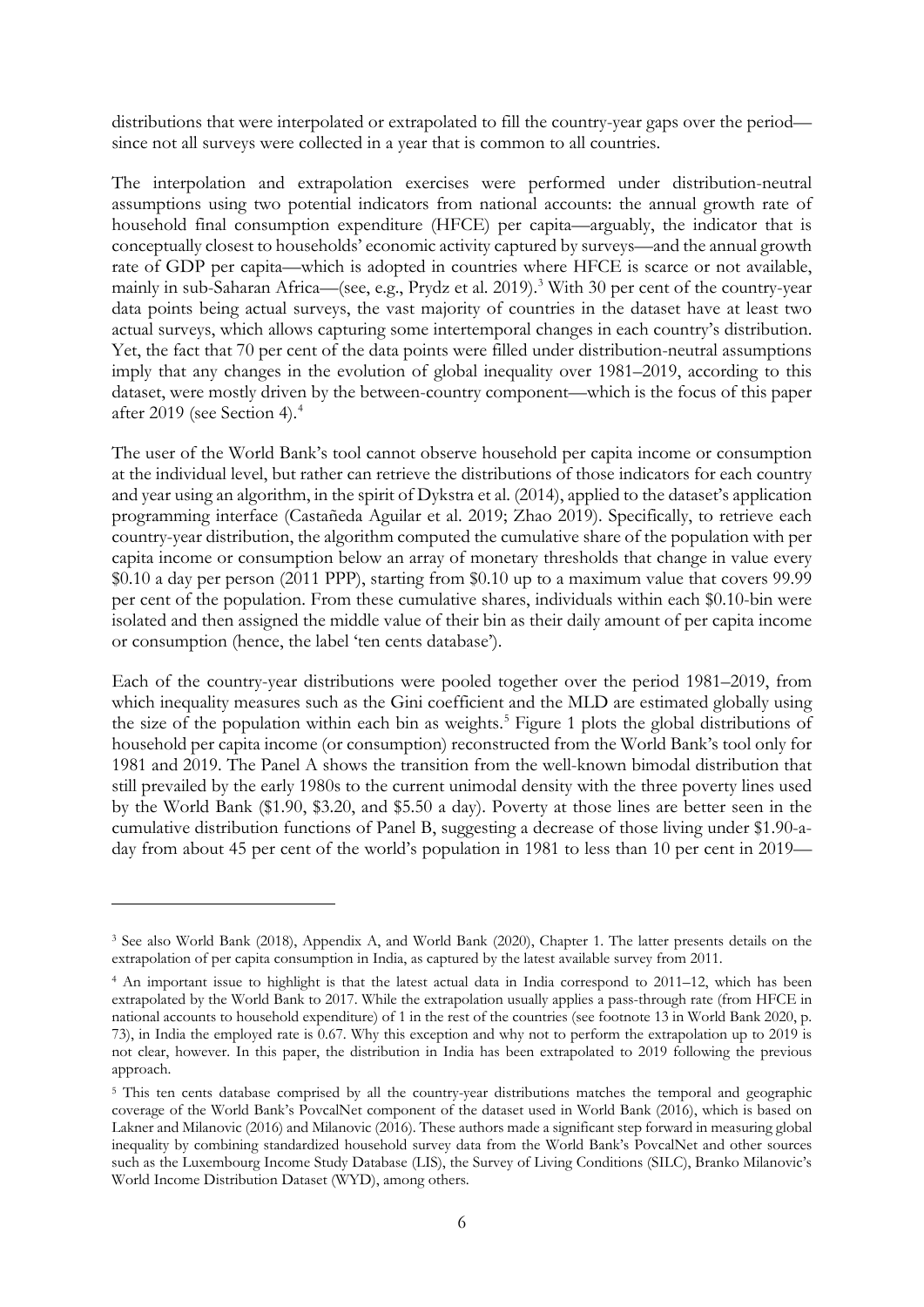distributions that were interpolated or extrapolated to fill the country-year gaps over the period—since not all surveys were collected in a year that is common to all countries.

The interpolation and extrapolation exercises were performed under distribution-neutral assumptions using two potential indicators from national accounts: the annual growth rate of household final consumption expenditure (HFCE) per capita—arguably, the indicator that is conceptually closest to households' economic activity captured by surveys—and the annual growth rate of GDP per capita—which is adopted in countries where HFCE is scarce or not available, mainly in sub-Saharan Africa—(see, e.g., Prydz et al. 2019).[3] With 30 per cent of the country-year data points being actual surveys, the vast majority of countries in the dataset have at least two actual surveys, which allows capturing some intertemporal changes in each country's distribution. Yet, the fact that 70 per cent of the data points were filled under distribution-neutral assumptions imply that any changes in the evolution of global inequality over 1981–2019, according to this dataset, were mostly driven by the between-country component—which is the focus of this paper after 2019 (see Section 4).[4]

The user of the World Bank's tool cannot observe household per capita income or consumption at the individual level, but rather can retrieve the distributions of those indicators for each country and year using an algorithm, in the spirit of Dykstra et al. (2014), applied to the dataset's application programming interface (Castañeda Aguilar et al. 2019; Zhao 2019). Specifically, to retrieve each country-year distribution, the algorithm computed the cumulative share of the population with per capita income or consumption below an array of monetary thresholds that change in value every \$0.10 a day per person (2011 PPP), starting from \$0.10 up to a maximum value that covers 99.99 per cent of the population. From these cumulative shares, individuals within each \$0.10-bin were isolated and then assigned the middle value of their bin as their daily amount of per capita income or consumption (hence, the label 'ten cents database').

Each of the country-year distributions were pooled together over the period 1981–2019, from which inequality measures such as the Gini coefficient and the MLD are estimated globally using the size of the population within each bin as weights.[5] Figure 1 plots the global distributions of household per capita income (or consumption) reconstructed from the World Bank's tool only for 1981 and 2019. The Panel A shows the transition from the well-known bimodal distribution that still prevailed by the early 1980s to the current unimodal density with the three poverty lines used by the World Bank (\$1.90, \$3.20, and \$5.50 a day). Poverty at those lines are better seen in the cumulative distribution functions of Panel B, suggesting a decrease of those living under \$1.90-a-day from about 45 per cent of the world's population in 1981 to less than 10 per cent in 2019—

---

[3] See also World Bank (2018), Appendix A, and World Bank (2020), Chapter 1. The latter presents details on the extrapolation of per capita consumption in India, as captured by the latest available survey from 2011.

[4] An important issue to highlight is that the latest actual data in India correspond to 2011–12, which has been extrapolated by the World Bank to 2017. While the extrapolation usually applies a pass-through rate (from HFCE in national accounts to household expenditure) of 1 in the rest of the countries (see footnote 13 in World Bank 2020, p. 73), in India the employed rate is 0.67. Why this exception and why not to perform the extrapolation up to 2019 is not clear, however. In this paper, the distribution in India has been extrapolated to 2019 following the previous approach.

[5] This ten cents database comprised by all the country-year distributions matches the temporal and geographic coverage of the World Bank's PovcalNet component of the dataset used in World Bank (2016), which is based on Lakner and Milanovic (2016) and Milanovic (2016). These authors made a significant step forward in measuring global inequality by combining standardized household survey data from the World Bank's PovcalNet and other sources such as the Luxembourg Income Study Database (LIS), the Survey of Living Conditions (SILC), Branko Milanovic's World Income Distribution Dataset (WYD), among others.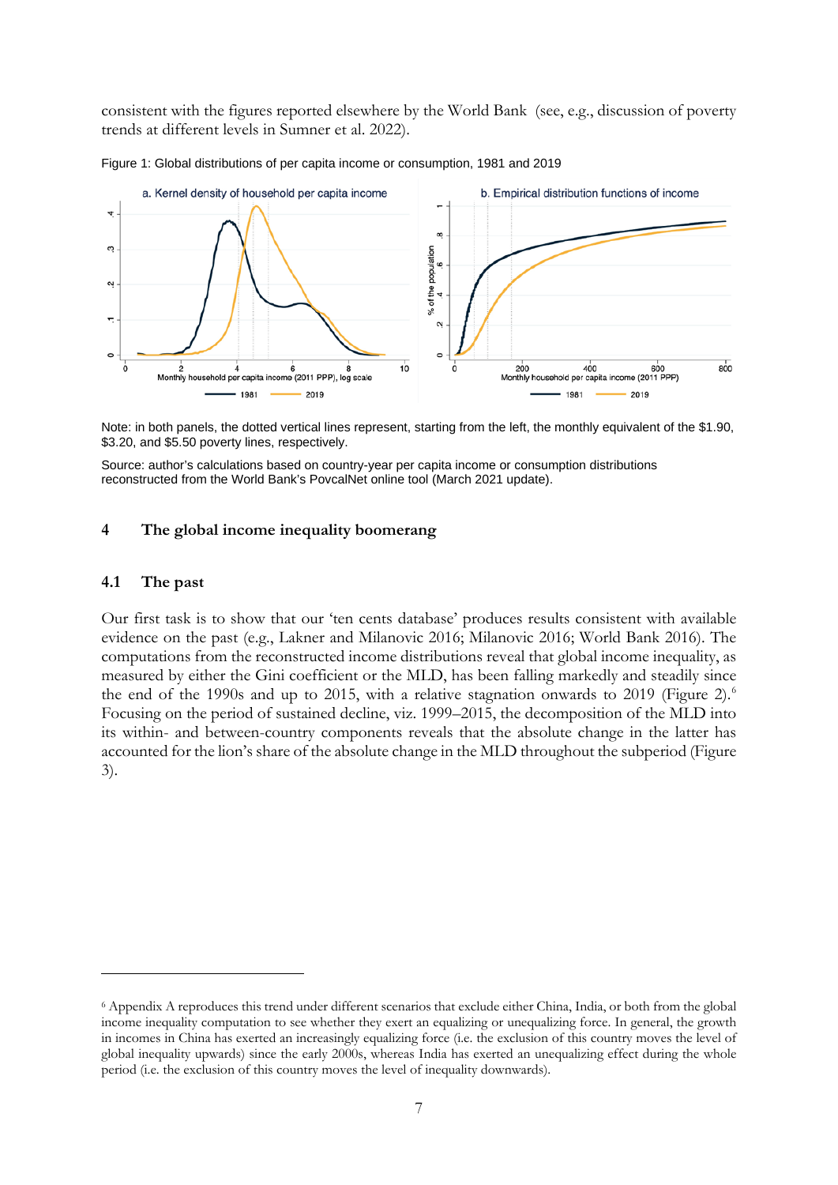consistent with the figures reported elsewhere by the World Bank (see, e.g., discussion of poverty trends at different levels in Sumner et al. 2022).

Figure 1: Global distributions of per capita income or consumption, 1981 and 2019

Note: in both panels, the dotted vertical lines represent, starting from the left, the monthly equivalent of the \$1.90, \$3.20, and \$5.50 poverty lines, respectively.

Source: author's calculations based on country-year per capita income or consumption distributions reconstructed from the World Bank's PovcalNet online tool (March 2021 update).

## 4 The global income inequality boomerang

### 4.1 The past

Our first task is to show that our 'ten cents database' produces results consistent with available evidence on the past (e.g., Lakner and Milanovic 2016; Milanovic 2016; World Bank 2016). The computations from the reconstructed income distributions reveal that global income inequality, as measured by either the Gini coefficient or the MLD, has been falling markedly and steadily since the end of the 1990s and up to 2015, with a relative stagnation onwards to 2019 (Figure 2).[6] Focusing on the period of sustained decline, viz. 1999–2015, the decomposition of the MLD into its within- and between-country components reveals that the absolute change in the latter has accounted for the lion's share of the absolute change in the MLD throughout the subperiod (Figure 3).

---

[6] Appendix A reproduces this trend under different scenarios that exclude either China, India, or both from the global income inequality computation to see whether they exert an equalizing or unequalizing force. In general, the growth in incomes in China has exerted an increasingly equalizing force (i.e. the exclusion of this country moves the level of global inequality upwards) since the early 2000s, whereas India has exerted an unequalizing effect during the whole period (i.e. the exclusion of this country moves the level of inequality downwards).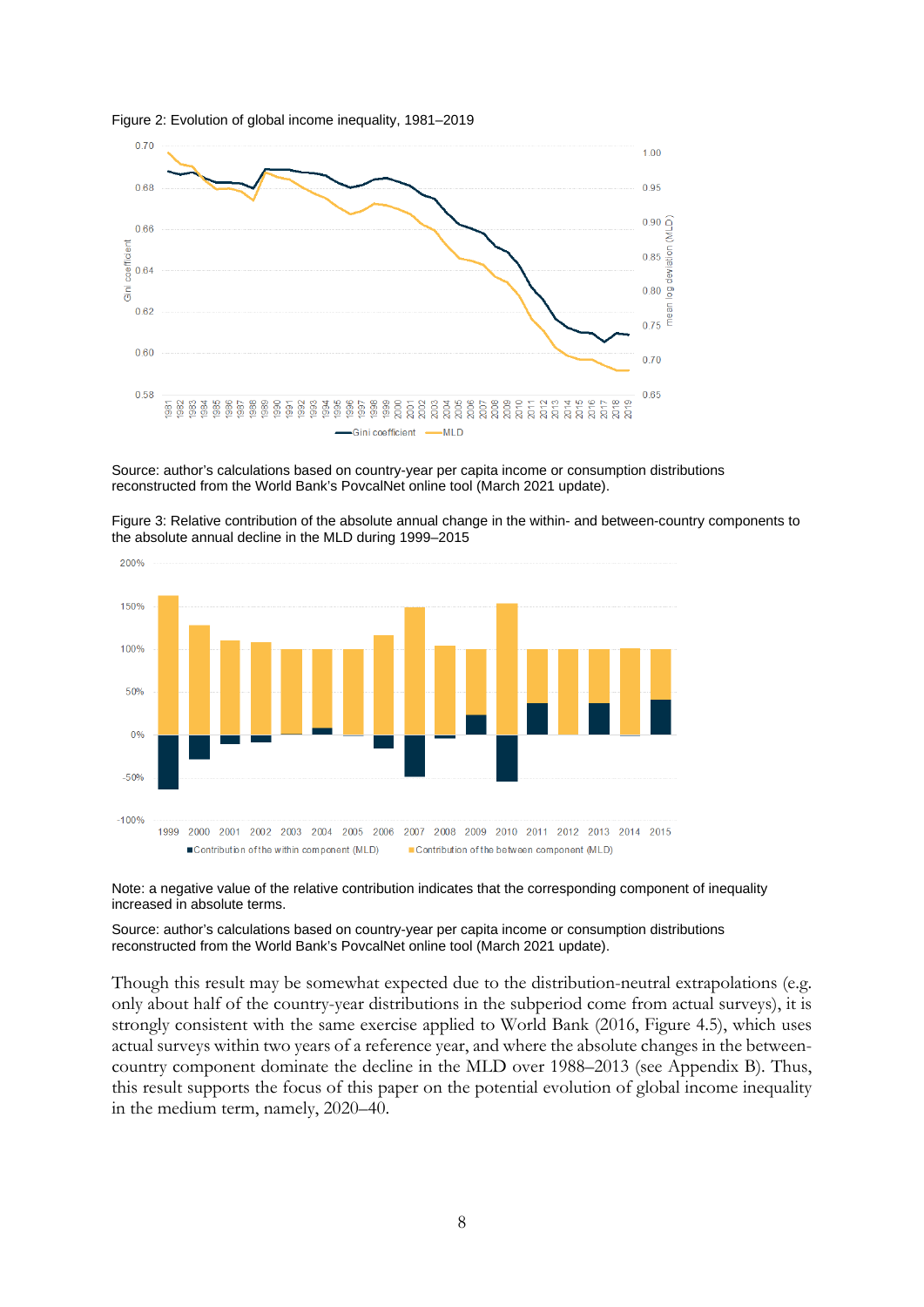Figure 2: Evolution of global income inequality, 1981–2019

Source: author's calculations based on country-year per capita income or consumption distributions reconstructed from the World Bank's PovcalNet online tool (March 2021 update).

Figure 3: Relative contribution of the absolute annual change in the within- and between-country components to the absolute annual decline in the MLD during 1999–2015

Note: a negative value of the relative contribution indicates that the corresponding component of inequality increased in absolute terms.

Source: author's calculations based on country-year per capita income or consumption distributions reconstructed from the World Bank's PovcalNet online tool (March 2021 update).

Though this result may be somewhat expected due to the distribution-neutral extrapolations (e.g. only about half of the country-year distributions in the subperiod come from actual surveys), it is strongly consistent with the same exercise applied to World Bank (2016, Figure 4.5), which uses actual surveys within two years of a reference year, and where the absolute changes in the between-country component dominate the decline in the MLD over 1988–2013 (see Appendix B). Thus, this result supports the focus of this paper on the potential evolution of global income inequality in the medium term, namely, 2020–40.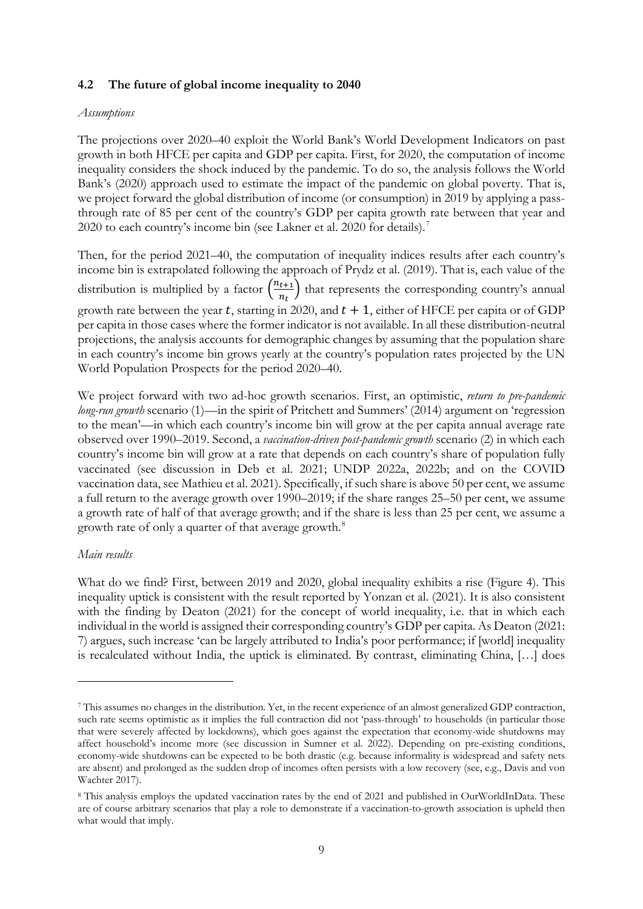### 4.2 The future of global income inequality to 2040

*Assumptions*

The projections over 2020–40 exploit the World Bank's World Development Indicators on past growth in both HFCE per capita and GDP per capita. First, for 2020, the computation of income inequality considers the shock induced by the pandemic. To do so, the analysis follows the World Bank's (2020) approach used to estimate the impact of the pandemic on global poverty. That is, we project forward the global distribution of income (or consumption) in 2019 by applying a pass-through rate of 85 per cent of the country's GDP per capita growth rate between that year and 2020 to each country's income bin (see Lakner et al. 2020 for details).[7]

Then, for the period 2021–40, the computation of inequality indices results after each country's income bin is extrapolated following the approach of Prydz et al. (2019). That is, each value of the distribution is multiplied by a factor $\left(\frac{n_{t+1}}{n_t}\right)$ that represents the corresponding country's annual growth rate between the year $t$, starting in 2020, and $t + 1$, either of HFCE per capita or of GDP per capita in those cases where the former indicator is not available. In all these distribution-neutral projections, the analysis accounts for demographic changes by assuming that the population share in each country's income bin grows yearly at the country's population rates projected by the UN World Population Prospects for the period 2020–40.

We project forward with two ad-hoc growth scenarios. First, an optimistic, *return to pre-pandemic long-run growth* scenario (1)—in the spirit of Pritchett and Summers' (2014) argument on 'regression to the mean'—in which each country's income bin will grow at the per capita annual average rate observed over 1990–2019. Second, a *vaccination-driven post-pandemic growth* scenario (2) in which each country's income bin will grow at a rate that depends on each country's share of population fully vaccinated (see discussion in Deb et al. 2021; UNDP 2022a, 2022b; and on the COVID vaccination data, see Mathieu et al. 2021). Specifically, if such share is above 50 per cent, we assume a full return to the average growth over 1990–2019; if the share ranges 25–50 per cent, we assume a growth rate of half of that average growth; and if the share is less than 25 per cent, we assume a growth rate of only a quarter of that average growth.[8]

*Main results*

What do we find? First, between 2019 and 2020, global inequality exhibits a rise (Figure 4). This inequality uptick is consistent with the result reported by Yonzan et al. (2021). It is also consistent with the finding by Deaton (2021) for the concept of world inequality, i.e. that in which each individual in the world is assigned their corresponding country's GDP per capita. As Deaton (2021: 7) argues, such increase 'can be largely attributed to India's poor performance; if [world] inequality is recalculated without India, the uptick is eliminated. By contrast, eliminating China, […] does

---

[7] This assumes no changes in the distribution. Yet, in the recent experience of an almost generalized GDP contraction, such rate seems optimistic as it implies the full contraction did not 'pass-through' to households (in particular those that were severely affected by lockdowns), which goes against the expectation that economy-wide shutdowns may affect household's income more (see discussion in Sumner et al. 2022). Depending on pre-existing conditions, economy-wide shutdowns can be expected to be both drastic (e.g. because informality is widespread and safety nets are absent) and prolonged as the sudden drop of incomes often persists with a low recovery (see, e.g., Davis and von Wachter 2017).

[8] This analysis employs the updated vaccination rates by the end of 2021 and published in OurWorldInData. These are of course arbitrary scenarios that play a role to demonstrate if a vaccination-to-growth association is upheld then what would that imply.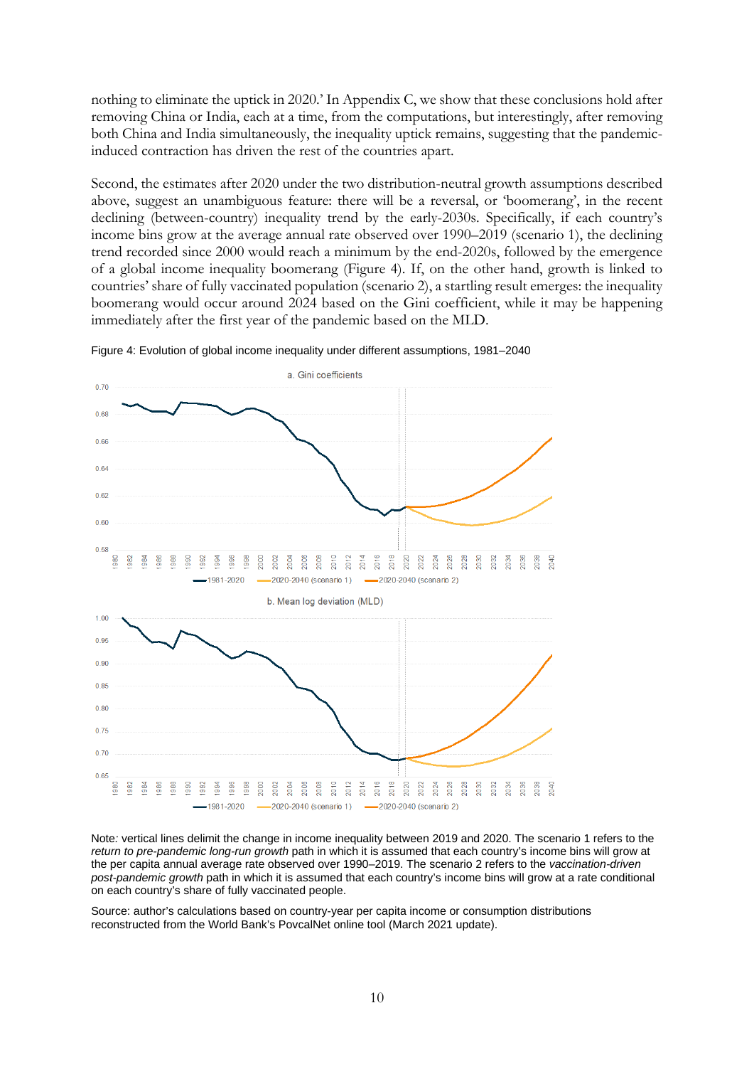nothing to eliminate the uptick in 2020.' In Appendix C, we show that these conclusions hold after removing China or India, each at a time, from the computations, but interestingly, after removing both China and India simultaneously, the inequality uptick remains, suggesting that the pandemic-induced contraction has driven the rest of the countries apart.

Second, the estimates after 2020 under the two distribution-neutral growth assumptions described above, suggest an unambiguous feature: there will be a reversal, or 'boomerang', in the recent declining (between-country) inequality trend by the early-2030s. Specifically, if each country's income bins grow at the average annual rate observed over 1990–2019 (scenario 1), the declining trend recorded since 2000 would reach a minimum by the end-2020s, followed by the emergence of a global income inequality boomerang (Figure 4). If, on the other hand, growth is linked to countries' share of fully vaccinated population (scenario 2), a startling result emerges: the inequality boomerang would occur around 2024 based on the Gini coefficient, while it may be happening immediately after the first year of the pandemic based on the MLD.

Figure 4: Evolution of global income inequality under different assumptions, 1981–2040

Note: vertical lines delimit the change in income inequality between 2019 and 2020. The scenario 1 refers to the *return to pre-pandemic long-run growth* path in which it is assumed that each country's income bins will grow at the per capita annual average rate observed over 1990–2019. The scenario 2 refers to the *vaccination-driven post-pandemic growth* path in which it is assumed that each country's income bins will grow at a rate conditional on each country's share of fully vaccinated people.

Source: author's calculations based on country-year per capita income or consumption distributions reconstructed from the World Bank's PovcalNet online tool (March 2021 update).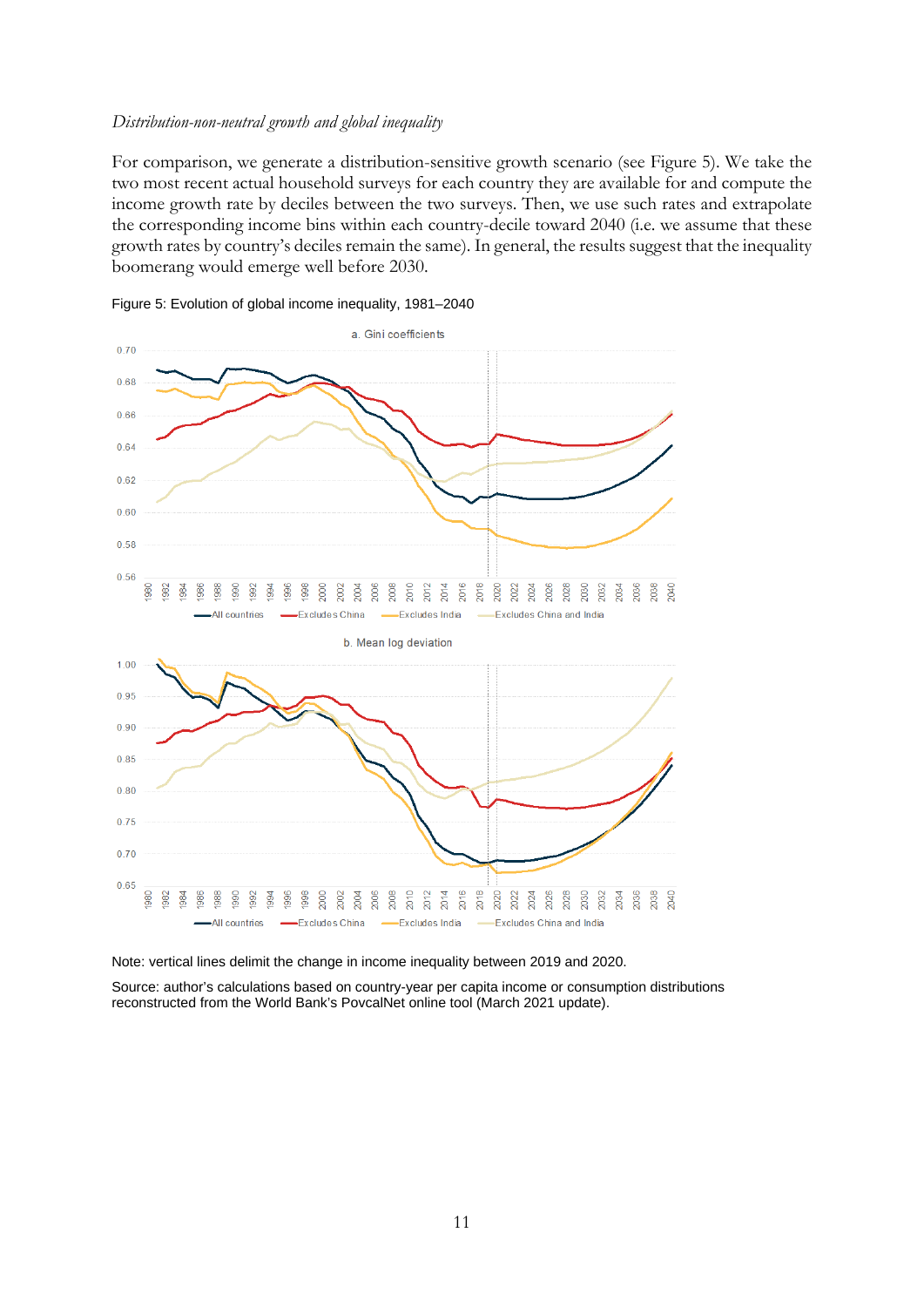*Distribution-non-neutral growth and global inequality*

For comparison, we generate a distribution-sensitive growth scenario (see Figure 5). We take the two most recent actual household surveys for each country they are available for and compute the income growth rate by deciles between the two surveys. Then, we use such rates and extrapolate the corresponding income bins within each country-decile toward 2040 (i.e. we assume that these growth rates by country's deciles remain the same). In general, the results suggest that the inequality boomerang would emerge well before 2030.

Figure 5: Evolution of global income inequality, 1981–2040

Note: vertical lines delimit the change in income inequality between 2019 and 2020.

Source: author's calculations based on country-year per capita income or consumption distributions reconstructed from the World Bank's PovcalNet online tool (March 2021 update).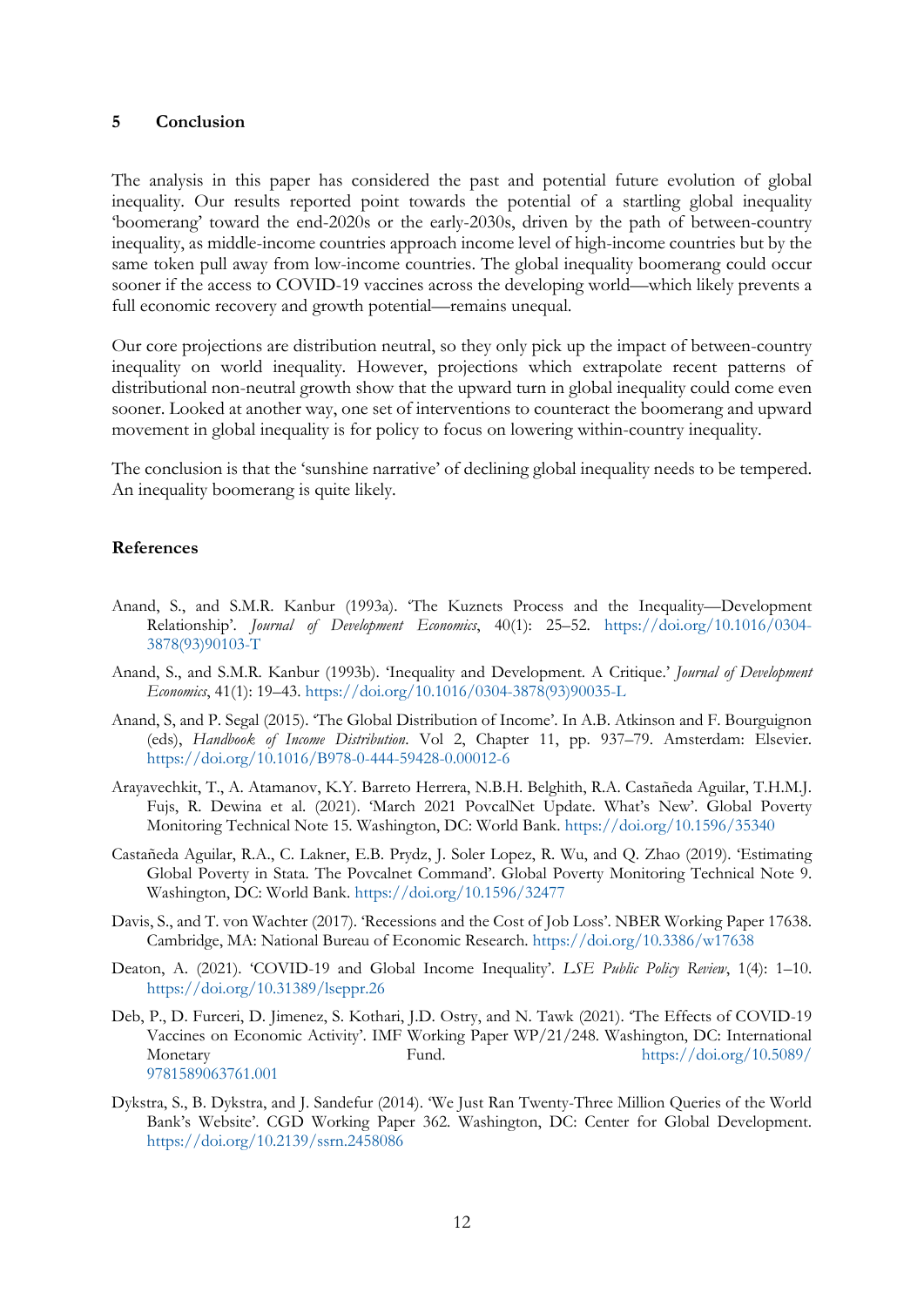## 5 Conclusion

The analysis in this paper has considered the past and potential future evolution of global inequality. Our results reported point towards the potential of a startling global inequality 'boomerang' toward the end-2020s or the early-2030s, driven by the path of between-country inequality, as middle-income countries approach income level of high-income countries but by the same token pull away from low-income countries. The global inequality boomerang could occur sooner if the access to COVID-19 vaccines across the developing world—which likely prevents a full economic recovery and growth potential—remains unequal.

Our core projections are distribution neutral, so they only pick up the impact of between-country inequality on world inequality. However, projections which extrapolate recent patterns of distributional non-neutral growth show that the upward turn in global inequality could come even sooner. Looked at another way, one set of interventions to counteract the boomerang and upward movement in global inequality is for policy to focus on lowering within-country inequality.

The conclusion is that the 'sunshine narrative' of declining global inequality needs to be tempered. An inequality boomerang is quite likely.

## References

Anand, S., and S.M.R. Kanbur (1993a). 'The Kuznets Process and the Inequality—Development Relationship'. *Journal of Development Economics*, 40(1): 25–52. https://doi.org/10.1016/0304-3878(93)90103-T

Anand, S., and S.M.R. Kanbur (1993b). 'Inequality and Development. A Critique.' *Journal of Development Economics*, 41(1): 19–43. https://doi.org/10.1016/0304-3878(93)90035-L

Anand, S, and P. Segal (2015). 'The Global Distribution of Income'. In A.B. Atkinson and F. Bourguignon (eds), *Handbook of Income Distribution*. Vol 2, Chapter 11, pp. 937–79. Amsterdam: Elsevier. https://doi.org/10.1016/B978-0-444-59428-0.00012-6

Arayavechkit, T., A. Atamanov, K.Y. Barreto Herrera, N.B.H. Belghith, R.A. Castañeda Aguilar, T.H.M.J. Fujs, R. Dewina et al. (2021). 'March 2021 PovcalNet Update. What's New'. Global Poverty Monitoring Technical Note 15. Washington, DC: World Bank. https://doi.org/10.1596/35340

Castañeda Aguilar, R.A., C. Lakner, E.B. Prydz, J. Soler Lopez, R. Wu, and Q. Zhao (2019). 'Estimating Global Poverty in Stata. The Povcalnet Command'. Global Poverty Monitoring Technical Note 9. Washington, DC: World Bank. https://doi.org/10.1596/32477

Davis, S., and T. von Wachter (2017). 'Recessions and the Cost of Job Loss'. NBER Working Paper 17638. Cambridge, MA: National Bureau of Economic Research. https://doi.org/10.3386/w17638

Deaton, A. (2021). 'COVID-19 and Global Income Inequality'. *LSE Public Policy Review*, 1(4): 1–10. https://doi.org/10.31389/lseppr.26

Deb, P., D. Furceri, D. Jimenez, S. Kothari, J.D. Ostry, and N. Tawk (2021). 'The Effects of COVID-19 Vaccines on Economic Activity'. IMF Working Paper WP/21/248. Washington, DC: International Monetary Fund. https://doi.org/10.5089/9781589063761.001

Dykstra, S., B. Dykstra, and J. Sandefur (2014). 'We Just Ran Twenty-Three Million Queries of the World Bank's Website'. CGD Working Paper 362. Washington, DC: Center for Global Development. https://doi.org/10.2139/ssrn.2458086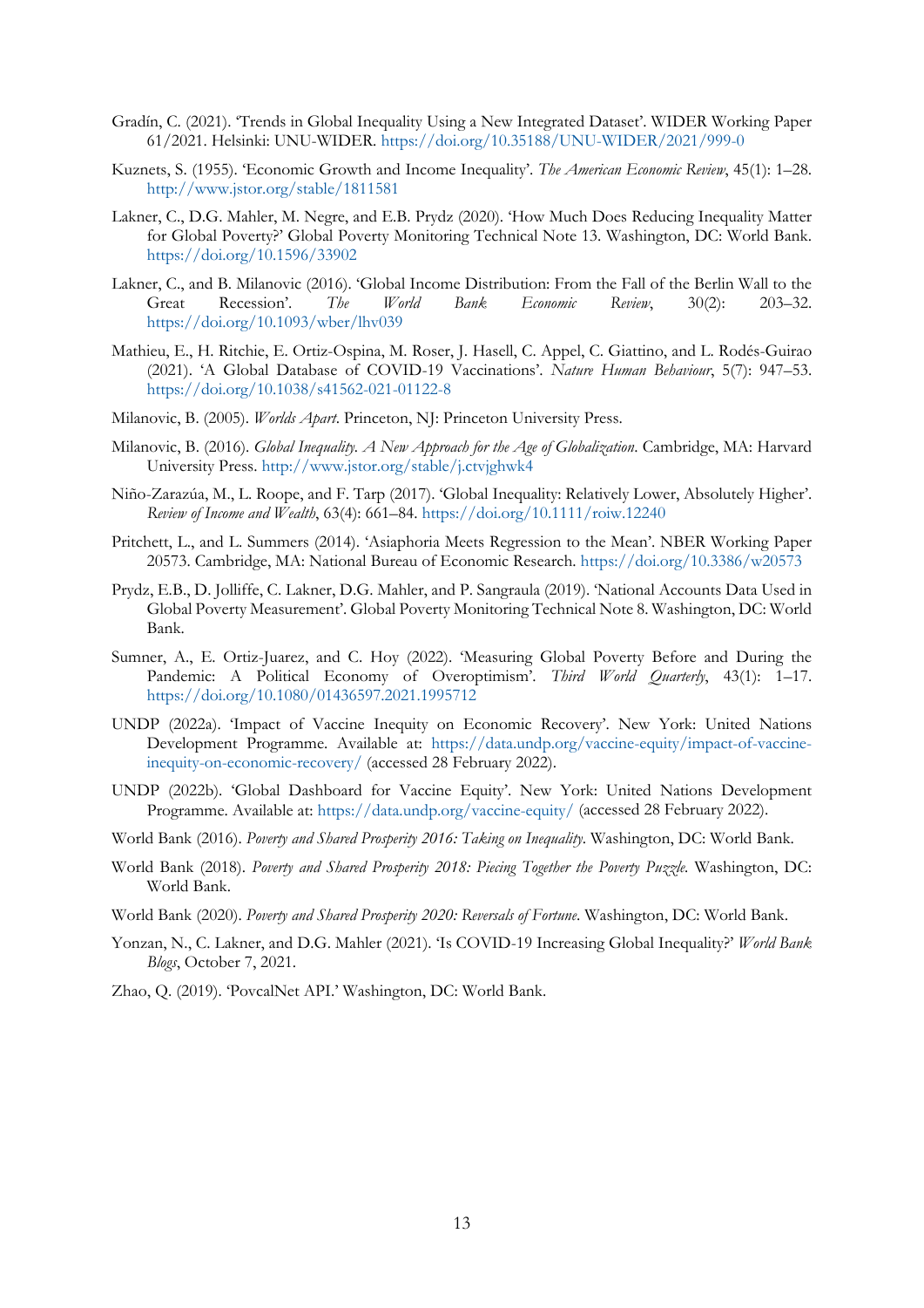Gradín, C. (2021). 'Trends in Global Inequality Using a New Integrated Dataset'. WIDER Working Paper 61/2021. Helsinki: UNU-WIDER. https://doi.org/10.35188/UNU-WIDER/2021/999-0

Kuznets, S. (1955). 'Economic Growth and Income Inequality'. *The American Economic Review*, 45(1): 1–28. http://www.jstor.org/stable/1811581

Lakner, C., D.G. Mahler, M. Negre, and E.B. Prydz (2020). 'How Much Does Reducing Inequality Matter for Global Poverty?' Global Poverty Monitoring Technical Note 13. Washington, DC: World Bank. https://doi.org/10.1596/33902

Lakner, C., and B. Milanovic (2016). 'Global Income Distribution: From the Fall of the Berlin Wall to the Great Recession'. *The World Bank Economic Review*, 30(2): 203–32. https://doi.org/10.1093/wber/lhv039

Mathieu, E., H. Ritchie, E. Ortiz-Ospina, M. Roser, J. Hasell, C. Appel, C. Giattino, and L. Rodés-Guirao (2021). 'A Global Database of COVID-19 Vaccinations'. *Nature Human Behaviour*, 5(7): 947–53. https://doi.org/10.1038/s41562-021-01122-8

Milanovic, B. (2005). *Worlds Apart*. Princeton, NJ: Princeton University Press.

Milanovic, B. (2016). *Global Inequality. A New Approach for the Age of Globalization*. Cambridge, MA: Harvard University Press. http://www.jstor.org/stable/j.ctvjghwk4

Niño-Zarazúa, M., L. Roope, and F. Tarp (2017). 'Global Inequality: Relatively Lower, Absolutely Higher'. *Review of Income and Wealth*, 63(4): 661–84. https://doi.org/10.1111/roiw.12240

Pritchett, L., and L. Summers (2014). 'Asiaphoria Meets Regression to the Mean'. NBER Working Paper 20573. Cambridge, MA: National Bureau of Economic Research. https://doi.org/10.3386/w20573

Prydz, E.B., D. Jolliffe, C. Lakner, D.G. Mahler, and P. Sangraula (2019). 'National Accounts Data Used in Global Poverty Measurement'. Global Poverty Monitoring Technical Note 8. Washington, DC: World Bank.

Sumner, A., E. Ortiz-Juarez, and C. Hoy (2022). 'Measuring Global Poverty Before and During the Pandemic: A Political Economy of Overoptimism'. *Third World Quarterly*, 43(1): 1–17. https://doi.org/10.1080/01436597.2021.1995712

UNDP (2022a). 'Impact of Vaccine Inequity on Economic Recovery'. New York: United Nations Development Programme. Available at: https://data.undp.org/vaccine-equity/impact-of-vaccine-inequity-on-economic-recovery/ (accessed 28 February 2022).

UNDP (2022b). 'Global Dashboard for Vaccine Equity'. New York: United Nations Development Programme. Available at: https://data.undp.org/vaccine-equity/ (accessed 28 February 2022).

World Bank (2016). *Poverty and Shared Prosperity 2016: Taking on Inequality*. Washington, DC: World Bank.

World Bank (2018). *Poverty and Shared Prosperity 2018: Piecing Together the Poverty Puzzle.* Washington, DC: World Bank.

World Bank (2020). *Poverty and Shared Prosperity 2020: Reversals of Fortune*. Washington, DC: World Bank.

Yonzan, N., C. Lakner, and D.G. Mahler (2021). 'Is COVID-19 Increasing Global Inequality?' *World Bank Blogs*, October 7, 2021.

Zhao, Q. (2019). 'PovcalNet API.' Washington, DC: World Bank.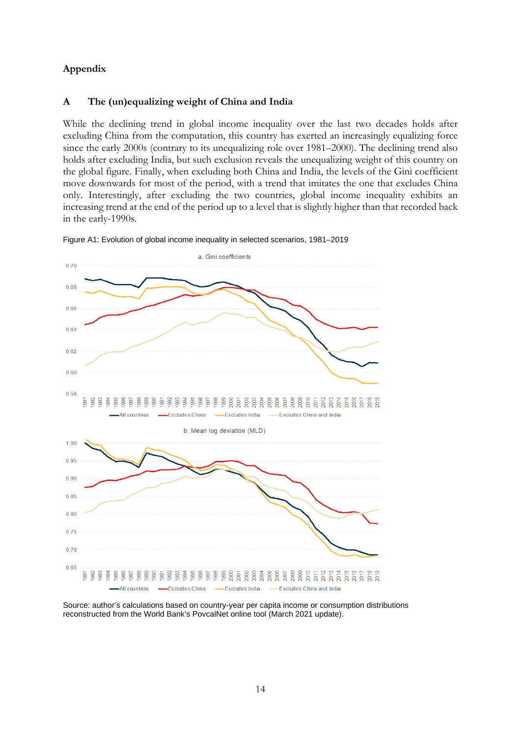## Appendix

### A The (un)equalizing weight of China and India

While the declining trend in global income inequality over the last two decades holds after excluding China from the computation, this country has exerted an increasingly equalizing force since the early 2000s (contrary to its unequalizing role over 1981–2000). The declining trend also holds after excluding India, but such exclusion reveals the unequalizing weight of this country on the global figure. Finally, when excluding both China and India, the levels of the Gini coefficient move downwards for most of the period, with a trend that imitates the one that excludes China only. Interestingly, after excluding the two countries, global income inequality exhibits an increasing trend at the end of the period up to a level that is slightly higher than that recorded back in the early-1990s.

Figure A1: Evolution of global income inequality in selected scenarios, 1981–2019

Source: author's calculations based on country-year per capita income or consumption distributions reconstructed from the World Bank's PovcalNet online tool (March 2021 update).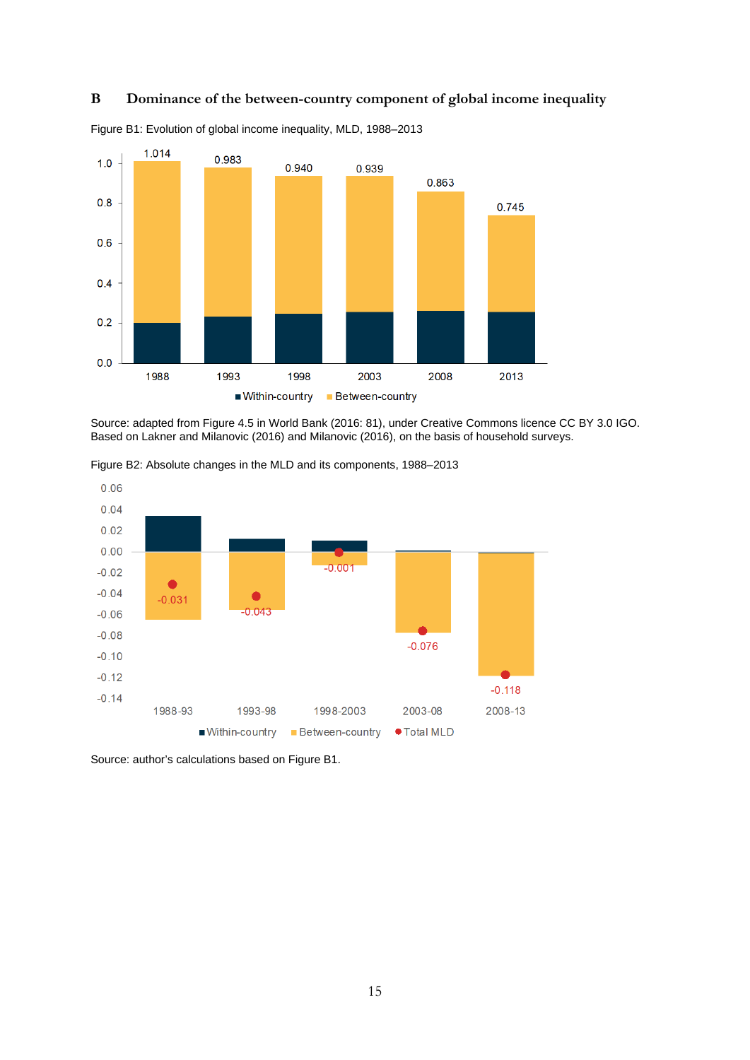# B Dominance of the between-country component of global income inequality

Figure B1: Evolution of global income inequality, MLD, 1988–2013

Source: adapted from Figure 4.5 in World Bank (2016: 81), under Creative Commons licence CC BY 3.0 IGO. Based on Lakner and Milanovic (2016) and Milanovic (2016), on the basis of household surveys.

Figure B2: Absolute changes in the MLD and its components, 1988–2013

Source: author's calculations based on Figure B1.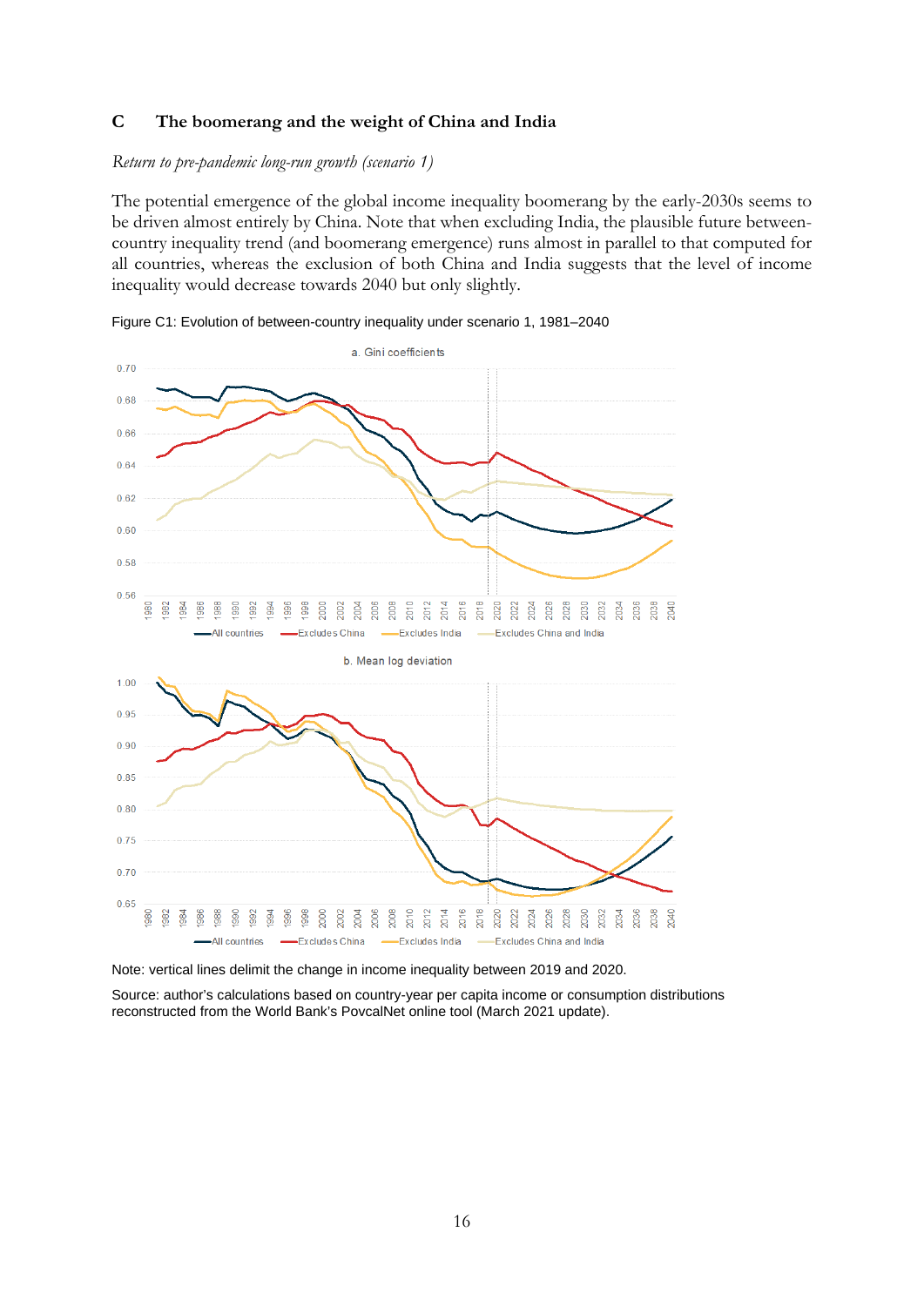## C The boomerang and the weight of China and India

*Return to pre-pandemic long-run growth (scenario 1)*

The potential emergence of the global income inequality boomerang by the early-2030s seems to be driven almost entirely by China. Note that when excluding India, the plausible future between-country inequality trend (and boomerang emergence) runs almost in parallel to that computed for all countries, whereas the exclusion of both China and India suggests that the level of income inequality would decrease towards 2040 but only slightly.

Figure C1: Evolution of between-country inequality under scenario 1, 1981–2040

Note: vertical lines delimit the change in income inequality between 2019 and 2020.

Source: author's calculations based on country-year per capita income or consumption distributions reconstructed from the World Bank's PovcalNet online tool (March 2021 update).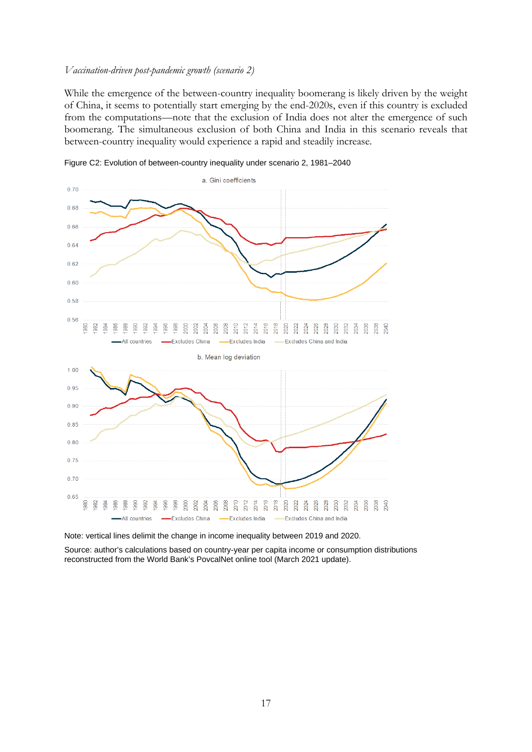*Vaccination-driven post-pandemic growth (scenario 2)*

While the emergence of the between-country inequality boomerang is likely driven by the weight of China, it seems to potentially start emerging by the end-2020s, even if this country is excluded from the computations—note that the exclusion of India does not alter the emergence of such boomerang. The simultaneous exclusion of both China and India in this scenario reveals that between-country inequality would experience a rapid and steadily increase.

Figure C2: Evolution of between-country inequality under scenario 2, 1981–2040

a. Gini coefficients

0.70
0.68
0.66
0.64
0.62
0.60
0.58
0.56

1980 1982 1984 1986 1988 1990 1992 1994 1996 1998 2000 2002 2004 2006 2008 2010 2012 2014 2016 2018 2020 2022 2024 2026 2028 2030 2032 2034 2036 2038 2040

All countries — Excludes China — Excludes India — Excludes China and India

b. Mean log deviation

1.00
0.95
0.90
0.85
0.80
0.75
0.70
0.65

1980 1982 1984 1986 1988 1990 1992 1994 1996 1998 2000 2002 2004 2006 2008 2010 2012 2014 2016 2018 2020 2022 2024 2026 2028 2030 2032 2034 2036 2038 2040

All countries — Excludes China — Excludes India — Excludes China and India

Note: vertical lines delimit the change in income inequality between 2019 and 2020.

Source: author's calculations based on country-year per capita income or consumption distributions reconstructed from the World Bank's PovcalNet online tool (March 2021 update).